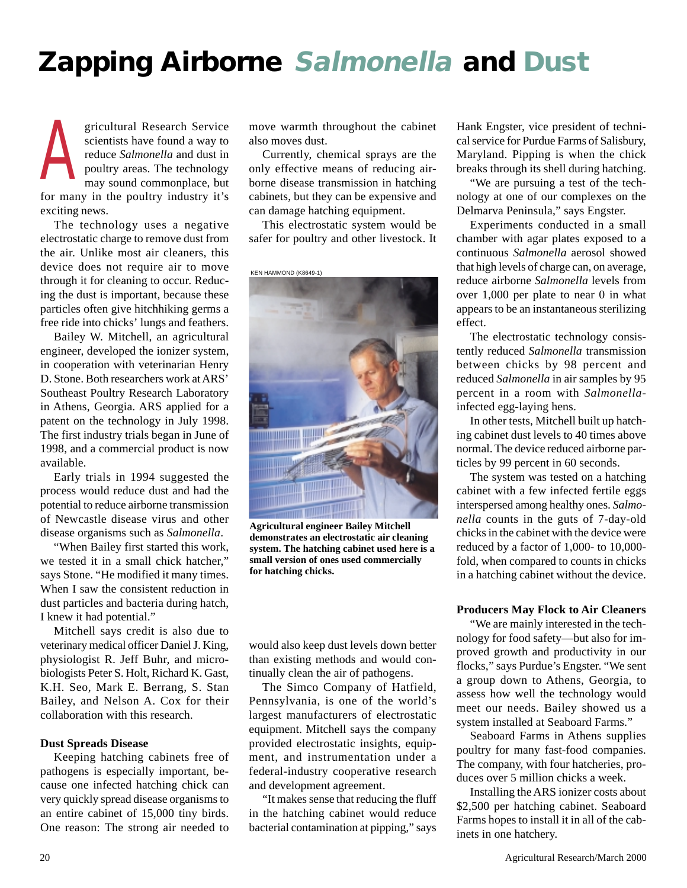# Zapping Airborne *Salmonella* and Dust

Agricultural Research Service scientists have found a way to reduce *Salmonella* and dust in poultry areas. The technology may sound commonplace, but for many in the poultry industry it's exciting news.

The technology uses a negative electrostatic charge to remove dust from the air. Unlike most air cleaners, this device does not require air to move through it for cleaning to occur. Reducing the dust is important, because these particles often give hitchhiking germs a free ride into chicks' lungs and feathers.

Bailey W. Mitchell, an agricultural engineer, developed the ionizer system, in cooperation with veterinarian Henry D. Stone. Both researchers work at ARS' Southeast Poultry Research Laboratory in Athens, Georgia. ARS applied for a patent on the technology in July 1998. The first industry trials began in June of 1998, and a commercial product is now available.

Early trials in 1994 suggested the process would reduce dust and had the potential to reduce airborne transmission of Newcastle disease virus and other disease organisms such as *Salmonella*.

"When Bailey first started this work, we tested it in a small chick hatcher," says Stone. "He modified it many times. When I saw the consistent reduction in dust particles and bacteria during hatch, I knew it had potential."

Mitchell says credit is also due to veterinary medical officer Daniel J. King, physiologist R. Jeff Buhr, and microbiologists Peter S. Holt, Richard K. Gast, K.H. Seo, Mark E. Berrang, S. Stan Bailey, and Nelson A. Cox for their collaboration with this research.

### Dust Spreads Disease

Keeping hatching cabinets free of pathogens is especially important, because one infected hatching chick can very quickly spread disease organisms to an entire cabinet of 15,000 tiny birds. One reason: The strong air needed to move warmth throughout the cabinet also moves dust.

Currently, chemical sprays are the only effective means of reducing airborne disease transmission in hatching cabinets, but they can be expensive and can damage hatching equipment.

This electrostatic system would be safer for poultry and other livestock. It would also keep dust levels down better than existing methods and would continually clean the air of pathogens.

KEN HAMMOND (K8649-1)

**Agricultural engineer Bailey Mitchell demonstrates an electrostatic air cleaning system. The hatching cabinet used here is a small version of ones used commercially for hatching chicks.**

The Simco Company of Hatfield, Pennsylvania, is one of the world's largest manufacturers of electrostatic equipment. Mitchell says the company provided electrostatic insights, equipment, and instrumentation under a federal-industry cooperative research and development agreement.

"It makes sense that reducing the fluff in the hatching cabinet would reduce bacterial contamination at pipping," says Hank Engster, vice president of technical service for Purdue Farms of Salisbury, Maryland. Pipping is when the chick breaks through its shell during hatching.

"We are pursuing a test of the technology at one of our complexes on the Delmarva Peninsula," says Engster.

Experiments conducted in a small chamber with agar plates exposed to a continuous *Salmonella* aerosol showed that high levels of charge can, on average, reduce airborne *Salmonella* levels from over 1,000 per plate to near 0 in what appears to be an instantaneous sterilizing effect.

The electrostatic technology consistently reduced *Salmonella* transmission between chicks by 98 percent and reduced *Salmonella* in air samples by 95 percent in a room with *Salmonella*-infected egg-laying hens.

In other tests, Mitchell built up hatching cabinet dust levels to 40 times above normal. The device reduced airborne particles by 99 percent in 60 seconds.

The system was tested on a hatching cabinet with a few infected fertile eggs interspersed among healthy ones. *Salmonella* counts in the guts of 7-day-old chicks in the cabinet with the device were reduced by a factor of 1,000- to 10,000-fold, when compared to counts in chicks in a hatching cabinet without the device.

### Producers May Flock to Air Cleaners

"We are mainly interested in the technology for food safety—but also for improved growth and productivity in our flocks," says Purdue's Engster. "We sent a group down to Athens, Georgia, to assess how well the technology would meet our needs. Bailey showed us a system installed at Seaboard Farms."

Seaboard Farms in Athens supplies poultry for many fast-food companies. The company, with four hatcheries, produces over 5 million chicks a week.

Installing the ARS ionizer costs about \$2,500 per hatching cabinet. Seaboard Farms hopes to install it in all of the cabinets in one hatchery.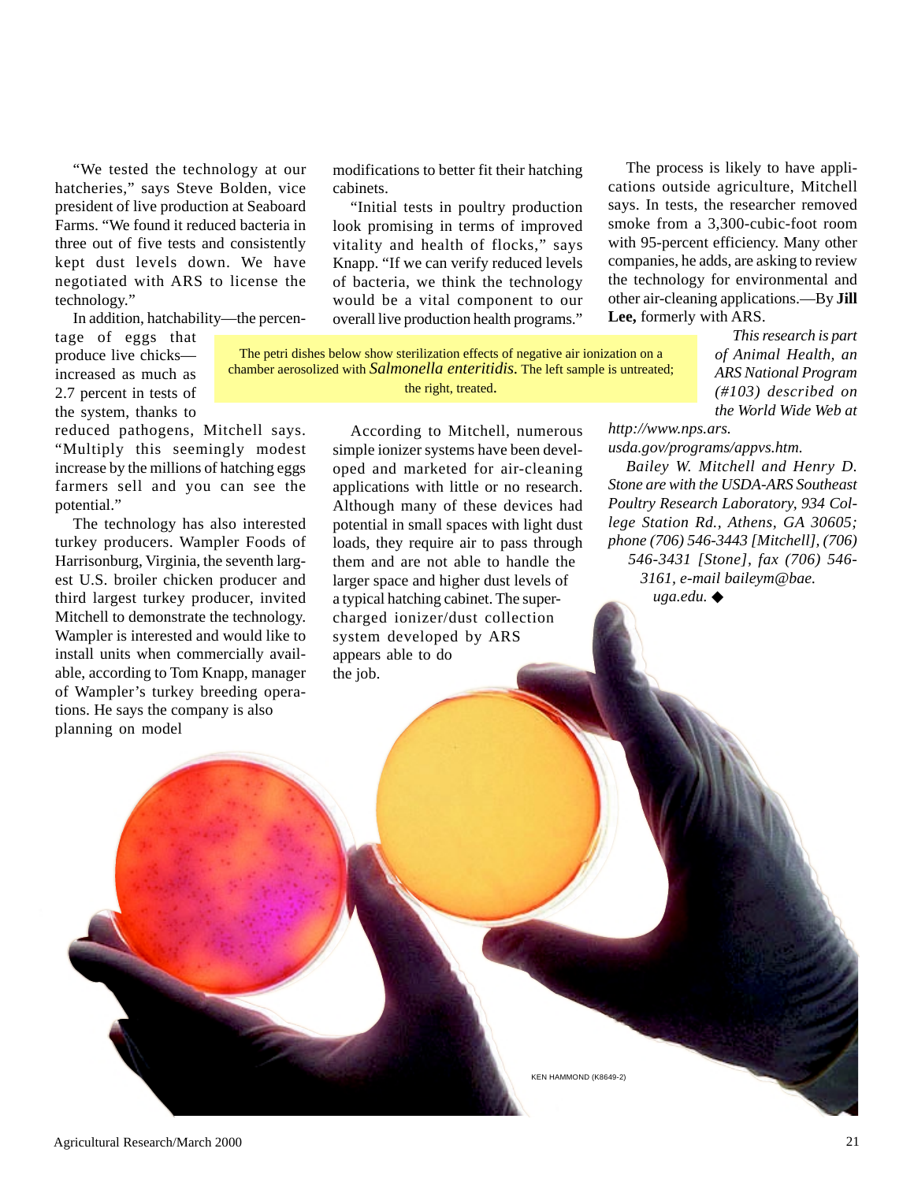"We tested the technology at our hatcheries," says Steve Bolden, vice president of live production at Seaboard Farms. "We found it reduced bacteria in three out of five tests and consistently kept dust levels down. We have negotiated with ARS to license the technology."

In addition, hatchability—the percentage of eggs that produce live chicks—increased as much as 2.7 percent in tests of the system, thanks to reduced pathogens, Mitchell says. "Multiply this seemingly modest increase by the millions of hatching eggs farmers sell and you can see the potential."

The technology has also interested turkey producers. Wampler Foods of Harrisonburg, Virginia, the seventh largest U.S. broiler chicken producer and third largest turkey producer, invited Mitchell to demonstrate the technology. Wampler is interested and would like to install units when commercially available, according to Tom Knapp, manager of Wampler's turkey breeding operations. He says the company is also planning on model modifications to better fit their hatching cabinets.

"Initial tests in poultry production look promising in terms of improved vitality and health of flocks," says Knapp. "If we can verify reduced levels of bacteria, we think the technology would be a vital component to our overall live production health programs."

According to Mitchell, numerous simple ionizer systems have been developed and marketed for air-cleaning applications with little or no research. Although many of these devices had potential in small spaces with light dust loads, they require air to pass through them and are not able to handle the larger space and higher dust levels of a typical hatching cabinet. The supercharged ionizer/dust collection system developed by ARS appears able to do the job.

The process is likely to have applications outside agriculture, Mitchell says. In tests, the researcher removed smoke from a 3,300-cubic-foot room with 95-percent efficiency. Many other companies, he adds, are asking to review the technology for environmental and other air-cleaning applications.—By **Jill Lee,** formerly with ARS.

*This research is part of Animal Health, an ARS National Program (#103) described on the World Wide Web at http://www.nps.ars.usda.gov/programs/appvs.htm.*

*Bailey W. Mitchell and Henry D. Stone are with the USDA-ARS Southeast Poultry Research Laboratory, 934 College Station Rd., Athens, GA 30605; phone (706) 546-3443 [Mitchell], (706) 546-3431 [Stone], fax (706) 546-3161, e-mail baileym@bae.uga.edu.* ◆

The petri dishes below show sterilization effects of negative air ionization on a chamber aerosolized with *Salmonella enteritidis*. The left sample is untreated; the right, treated.

KEN HAMMOND (K8649-2)